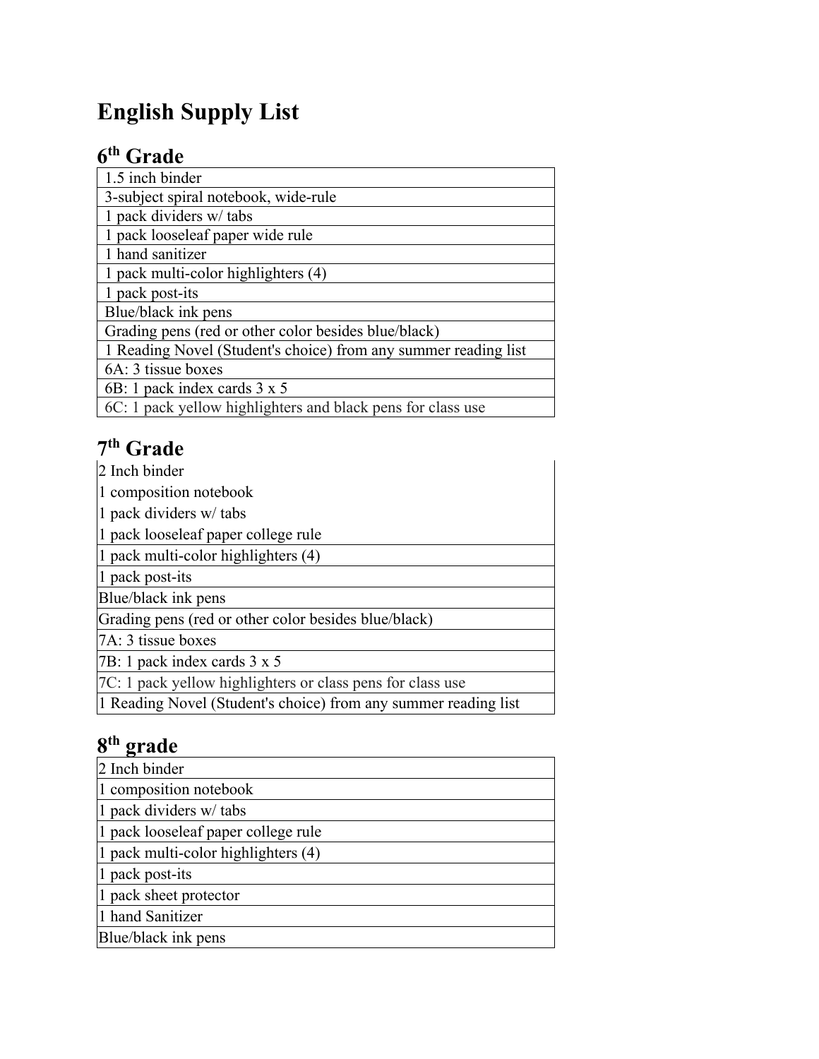# English Supply List

## 6th Grade

| 1.5 inch binder |
|---|
| 3-subject spiral notebook, wide-rule |
| 1 pack dividers w/ tabs |
| 1 pack looseleaf paper wide rule |
| 1 hand sanitizer |
| 1 pack multi-color highlighters (4) |
| 1 pack post-its |
| Blue/black ink pens |
| Grading pens (red or other color besides blue/black) |
| 1 Reading Novel (Student's choice) from any summer reading list |
| 6A: 3 tissue boxes |
| 6B: 1 pack index cards 3 x 5 |
| 6C: 1 pack yellow highlighters and black pens for class use |

## 7th Grade

| 2 Inch binder |
|---|
| 1 composition notebook |
| 1 pack dividers w/ tabs |
| 1 pack looseleaf paper college rule |
| 1 pack multi-color highlighters (4) |
| 1 pack post-its |
| Blue/black ink pens |
| Grading pens (red or other color besides blue/black) |
| 7A: 3 tissue boxes |
| 7B: 1 pack index cards 3 x 5 |
| 7C: 1 pack yellow highlighters or class pens for class use |
| 1 Reading Novel (Student's choice) from any summer reading list |

## 8th grade

| 2 Inch binder |
|---|
| 1 composition notebook |
| 1 pack dividers w/ tabs |
| 1 pack looseleaf paper college rule |
| 1 pack multi-color highlighters (4) |
| 1 pack post-its |
| 1 pack sheet protector |
| 1 hand Sanitizer |
| Blue/black ink pens |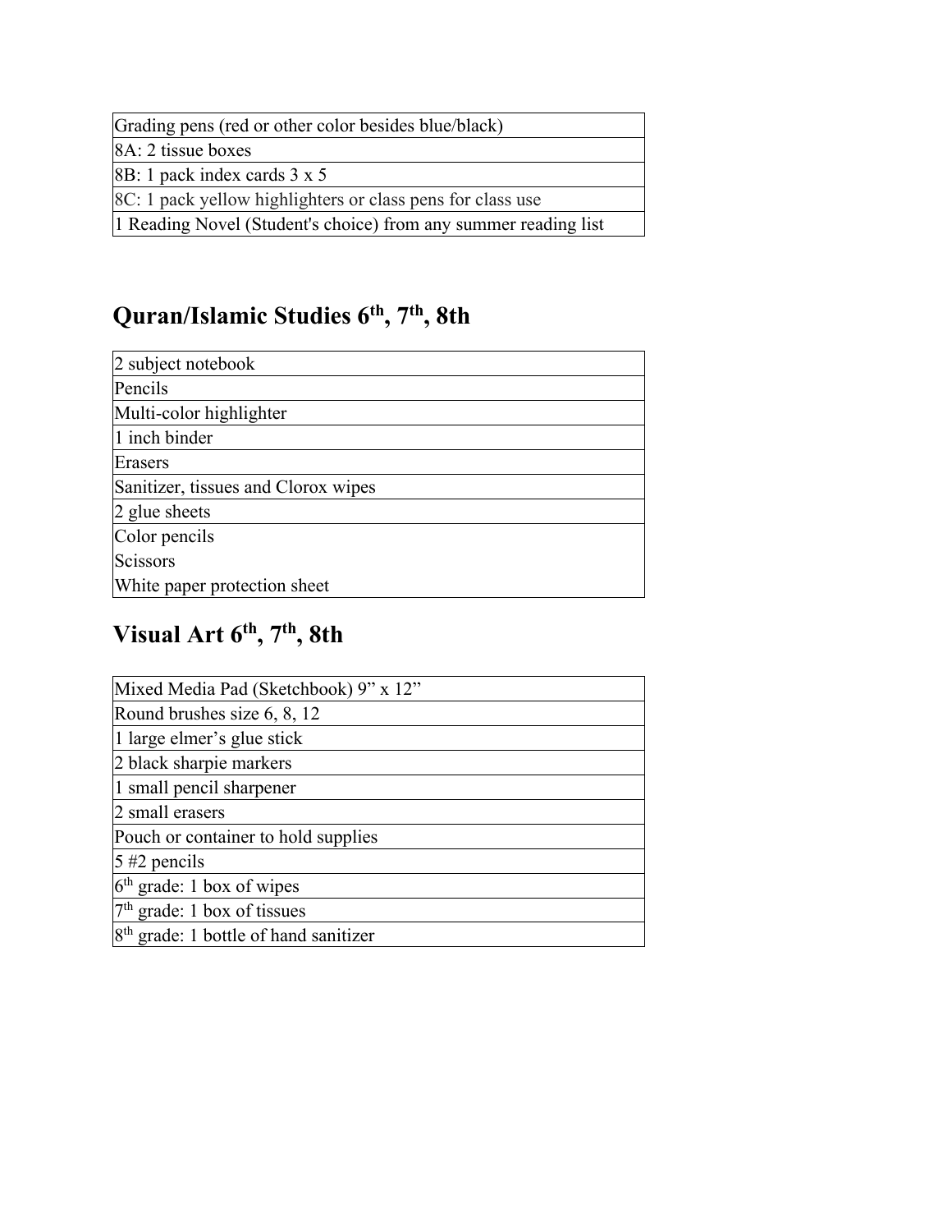| Grading pens (red or other color besides blue/black) |
| --- |
| 8A: 2 tissue boxes |
| 8B: 1 pack index cards 3 x 5 |
| 8C: 1 pack yellow highlighters or class pens for class use |
| 1 Reading Novel (Student's choice) from any summer reading list |

## Quran/Islamic Studies 6th, 7th, 8th

| 2 subject notebook |
| --- |
| Pencils |
| Multi-color highlighter |
| 1 inch binder |
| Erasers |
| Sanitizer, tissues and Clorox wipes |
| 2 glue sheets |
| Color pencils |
| Scissors |
| White paper protection sheet |

## Visual Art 6th, 7th, 8th

| Mixed Media Pad (Sketchbook) 9" x 12" |
| --- |
| Round brushes size 6, 8, 12 |
| 1 large elmer's glue stick |
| 2 black sharpie markers |
| 1 small pencil sharpener |
| 2 small erasers |
| Pouch or container to hold supplies |
| 5 #2 pencils |
| 6th grade: 1 box of wipes |
| 7th grade: 1 box of tissues |
| 8th grade: 1 bottle of hand sanitizer |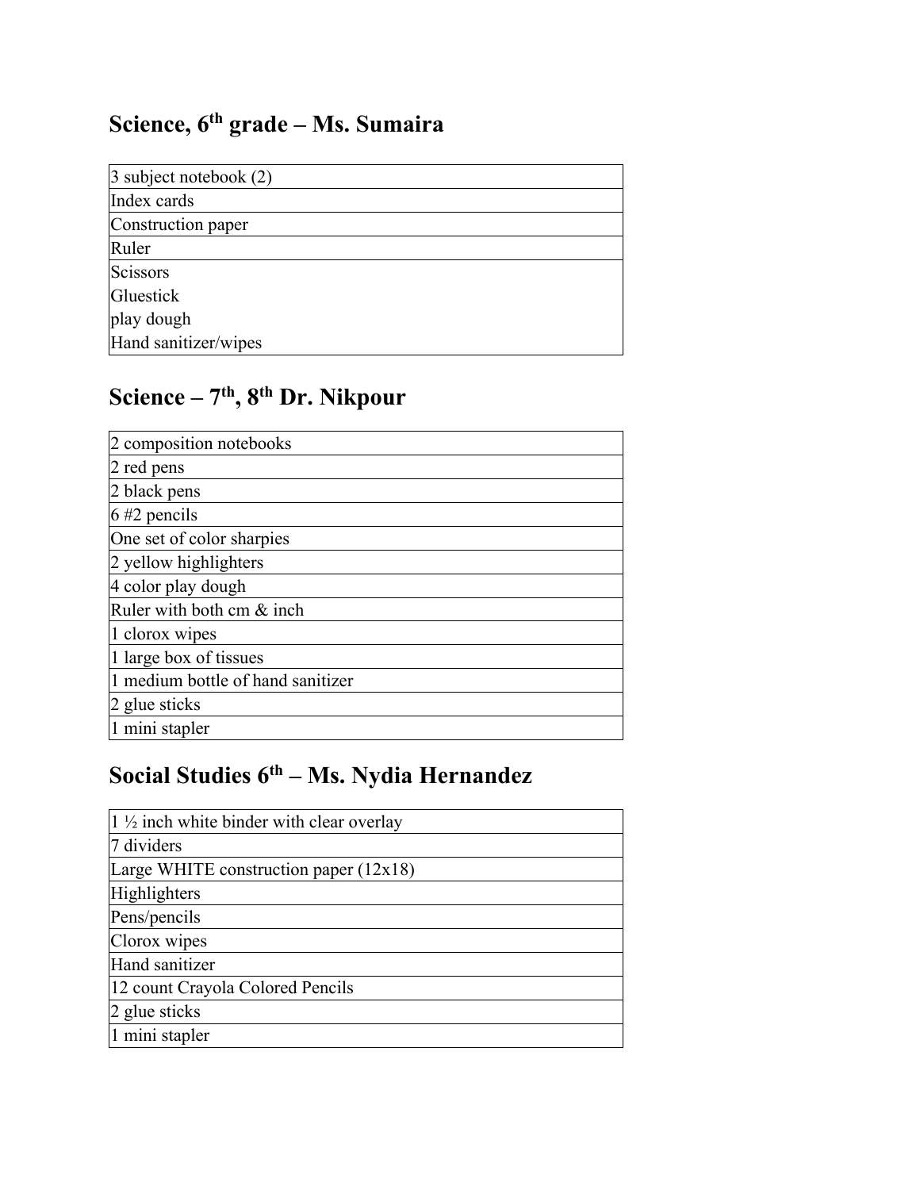## Science, 6th grade – Ms. Sumaira

| 3 subject notebook (2) |
|---|
| Index cards |
| Construction paper |
| Ruler |
| Scissors<br>Gluestick<br>play dough<br>Hand sanitizer/wipes |

## Science – 7th, 8th Dr. Nikpour

| 2 composition notebooks |
|---|
| 2 red pens |
| 2 black pens |
| 6 #2 pencils |
| One set of color sharpies |
| 2 yellow highlighters |
| 4 color play dough |
| Ruler with both cm & inch |
| 1 clorox wipes |
| 1 large box of tissues |
| 1 medium bottle of hand sanitizer |
| 2 glue sticks |
| 1 mini stapler |

## Social Studies 6th – Ms. Nydia Hernandez

| 1 ½ inch white binder with clear overlay |
|---|
| 7 dividers |
| Large WHITE construction paper (12x18) |
| Highlighters |
| Pens/pencils |
| Clorox wipes |
| Hand sanitizer |
| 12 count Crayola Colored Pencils |
| 2 glue sticks |
| 1 mini stapler |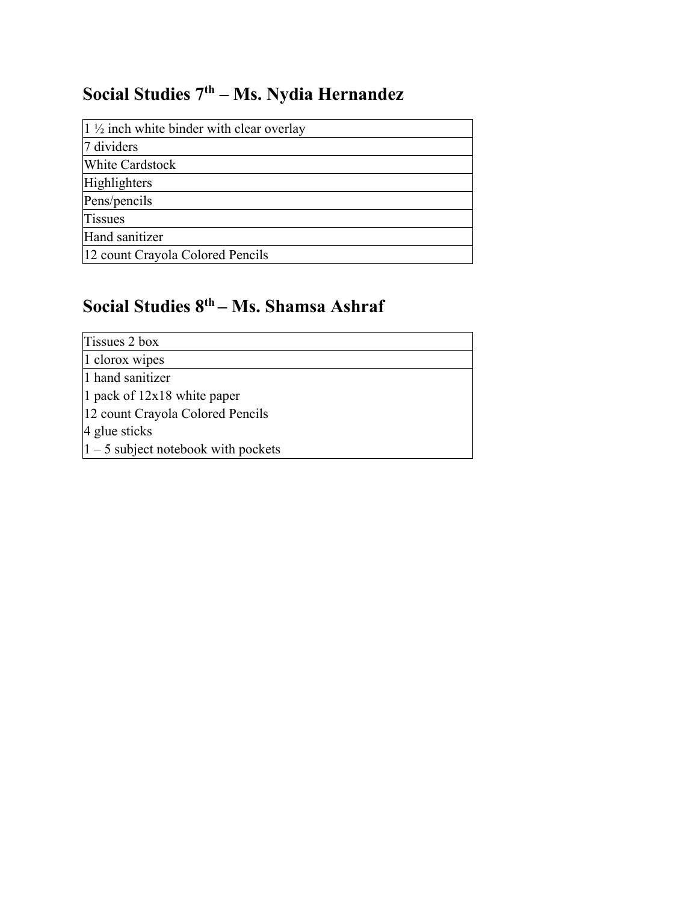## Social Studies 7th – Ms. Nydia Hernandez

| |
|---|
| 1 ½ inch white binder with clear overlay |
| 7 dividers |
| White Cardstock |
| Highlighters |
| Pens/pencils |
| Tissues |
| Hand sanitizer |
| 12 count Crayola Colored Pencils |

## Social Studies 8th – Ms. Shamsa Ashraf

| |
|---|
| Tissues 2 box |
| 1 clorox wipes |
| 1 hand sanitizer<br>1 pack of 12x18 white paper<br>12 count Crayola Colored Pencils<br>4 glue sticks<br>1 – 5 subject notebook with pockets |